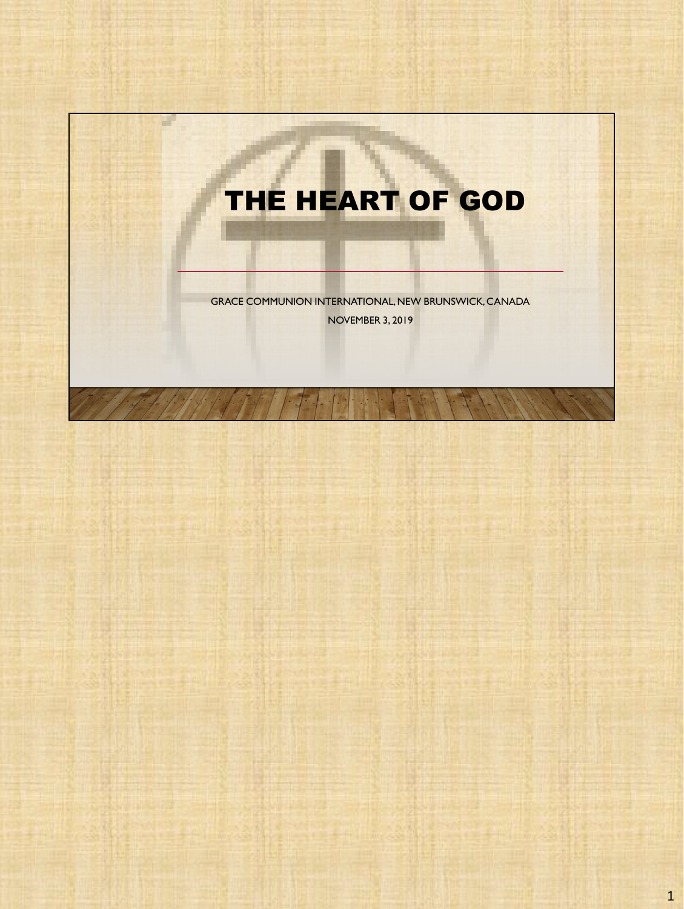# THE HEART OF GOD

GRACE COMMUNION INTERNATIONAL, NEW BRUNSWICK, CANADA

NOVEMBER 3, 2019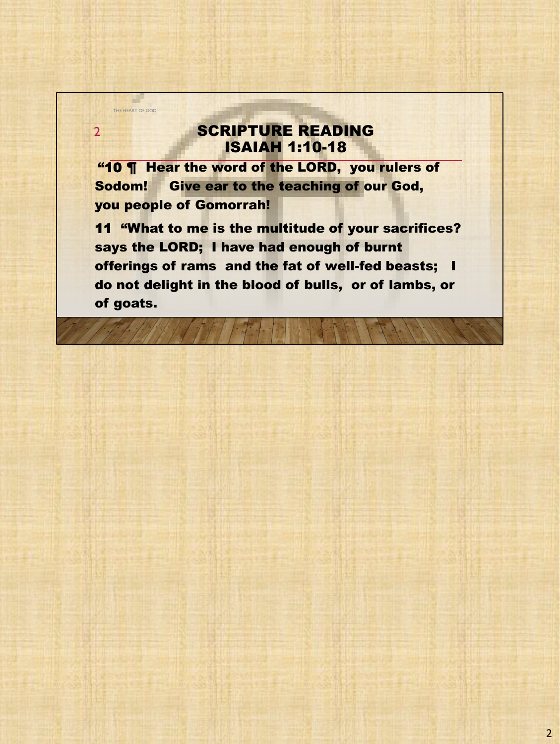## SCRIPTURE READING
## ISAIAH 1:10-18

**“10 ¶ Hear the word of the LORD, you rulers of Sodom! Give ear to the teaching of our God, you people of Gomorrah!**

**11 “What to me is the multitude of your sacrifices? says the LORD; I have had enough of burnt offerings of rams and the fat of well-fed beasts; I do not delight in the blood of bulls, or of lambs, or of goats.**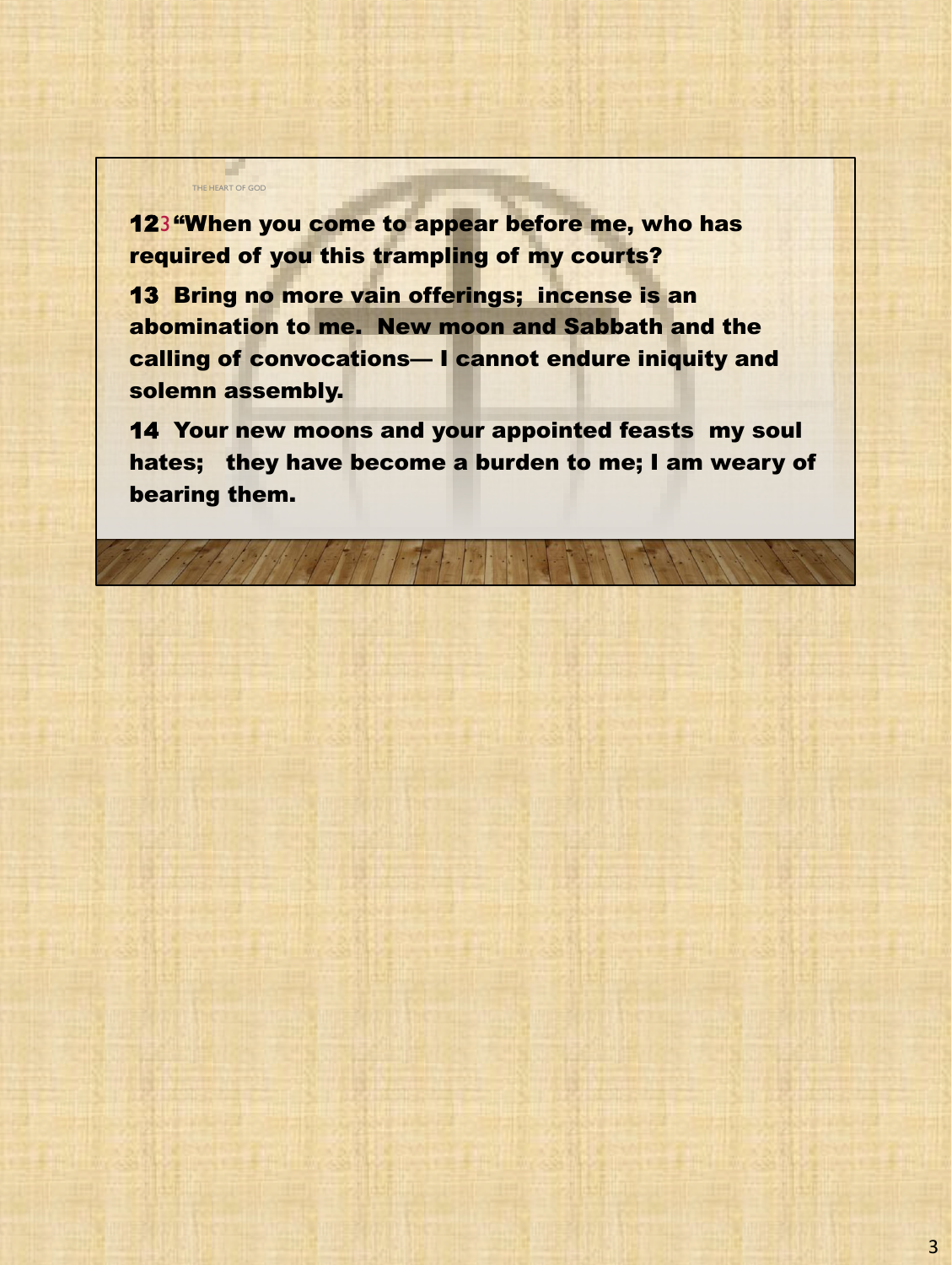THE HEART OF GOD

**12** 3 **"When you come to appear before me, who has required of you this trampling of my courts?**

**13 Bring no more vain offerings; incense is an abomination to me. New moon and Sabbath and the calling of convocations— I cannot endure iniquity and solemn assembly.**

**14 Your new moons and your appointed feasts my soul hates; they have become a burden to me; I am weary of bearing them.**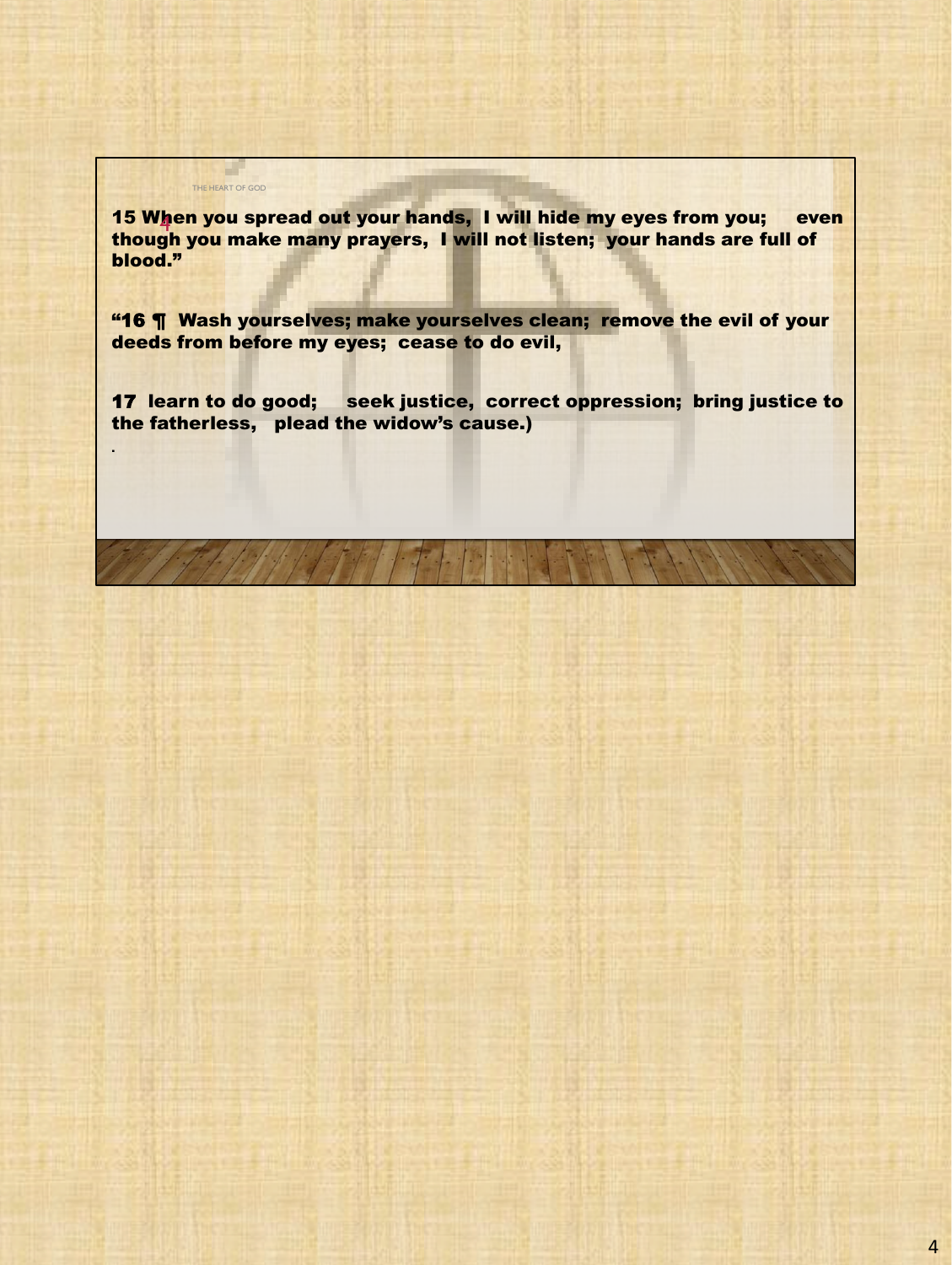**15 When you spread out your hands, I will hide my eyes from you; even though you make many prayers, I will not listen; your hands are full of blood."**

**"16 ¶ Wash yourselves; make yourselves clean; remove the evil of your deeds from before my eyes; cease to do evil,**

**17 learn to do good; seek justice, correct oppression; bring justice to the fatherless, plead the widow's cause.)**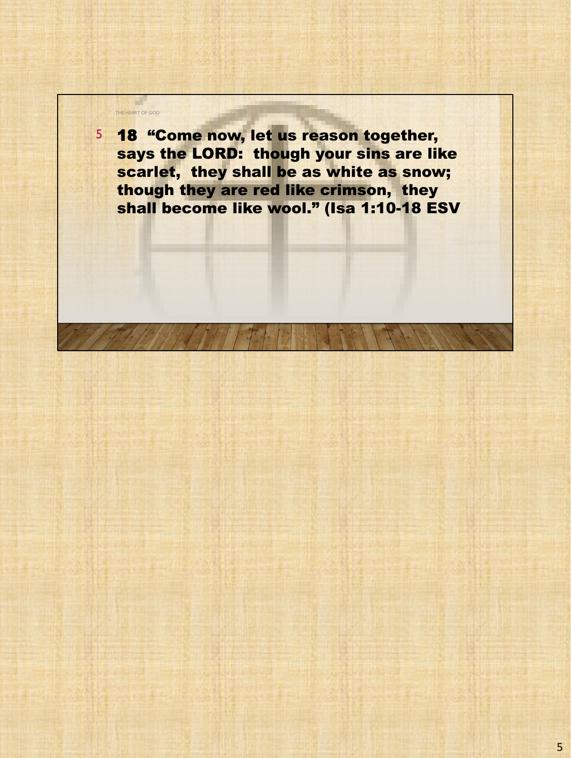18 "Come now, let us reason together, says the LORD: though your sins are like scarlet, they shall be as white as snow; though they are red like crimson, they shall become like wool." (Isa 1:10-18 ESV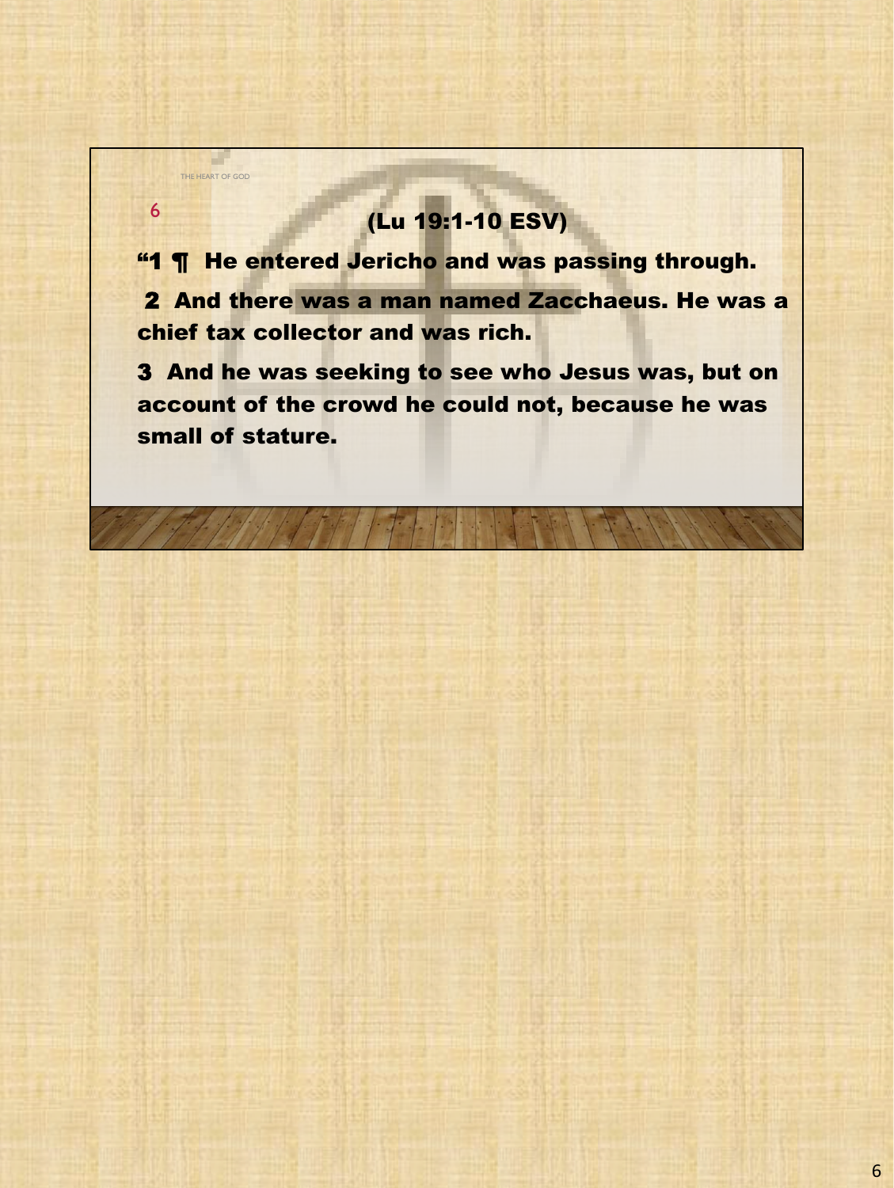## (Lu 19:1-10 ESV)

**“1 ¶ He entered Jericho and was passing through.**

**2 And there was a man named Zacchaeus. He was a chief tax collector and was rich.**

**3 And he was seeking to see who Jesus was, but on account of the crowd he could not, because he was small of stature.**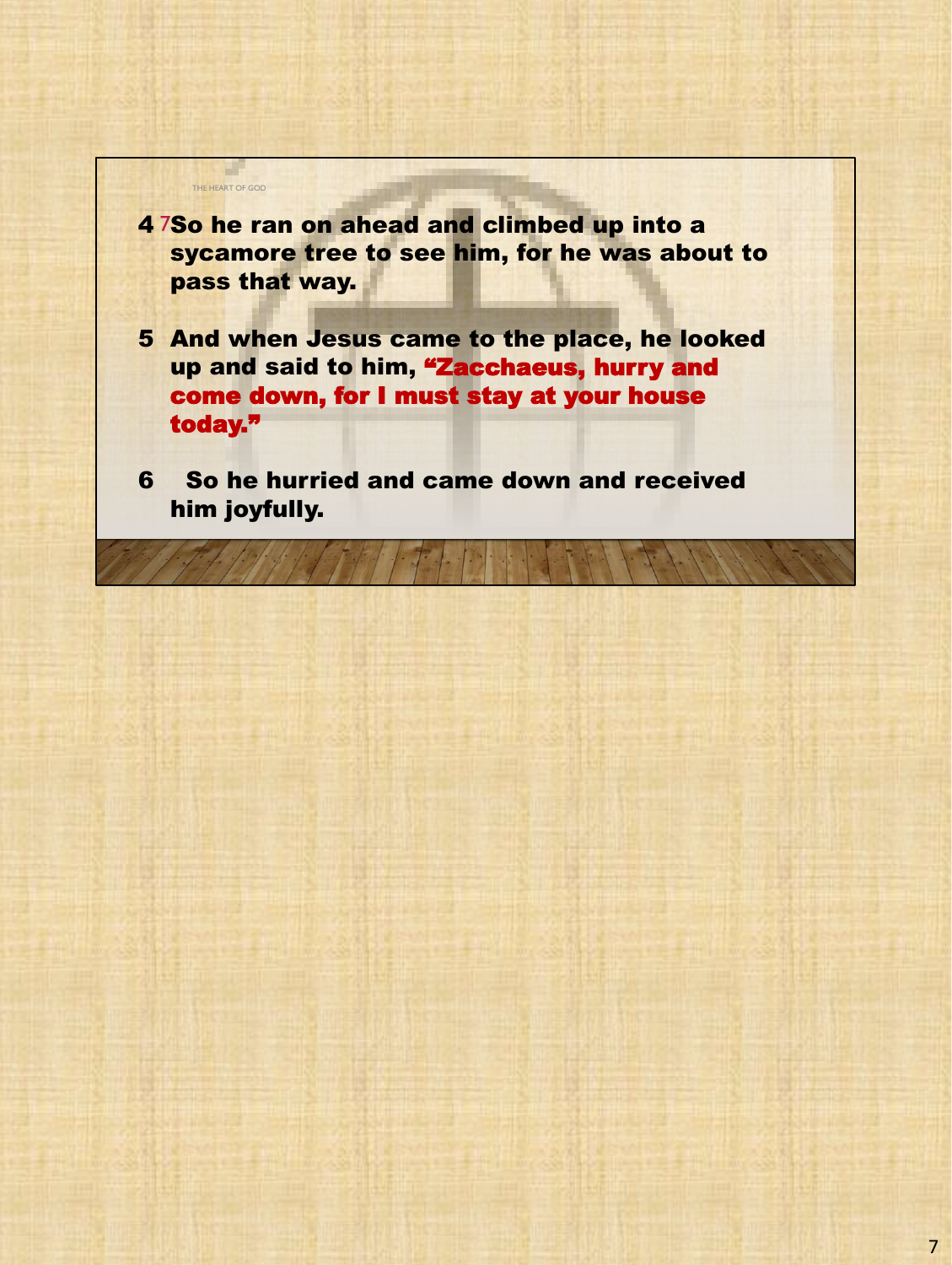THE HEART OF GOD

4 7So he ran on ahead and climbed up into a sycamore tree to see him, for he was about to pass that way.

5 And when Jesus came to the place, he looked up and said to him, "Zacchaeus, hurry and come down, for I must stay at your house today."

6 So he hurried and came down and received him joyfully.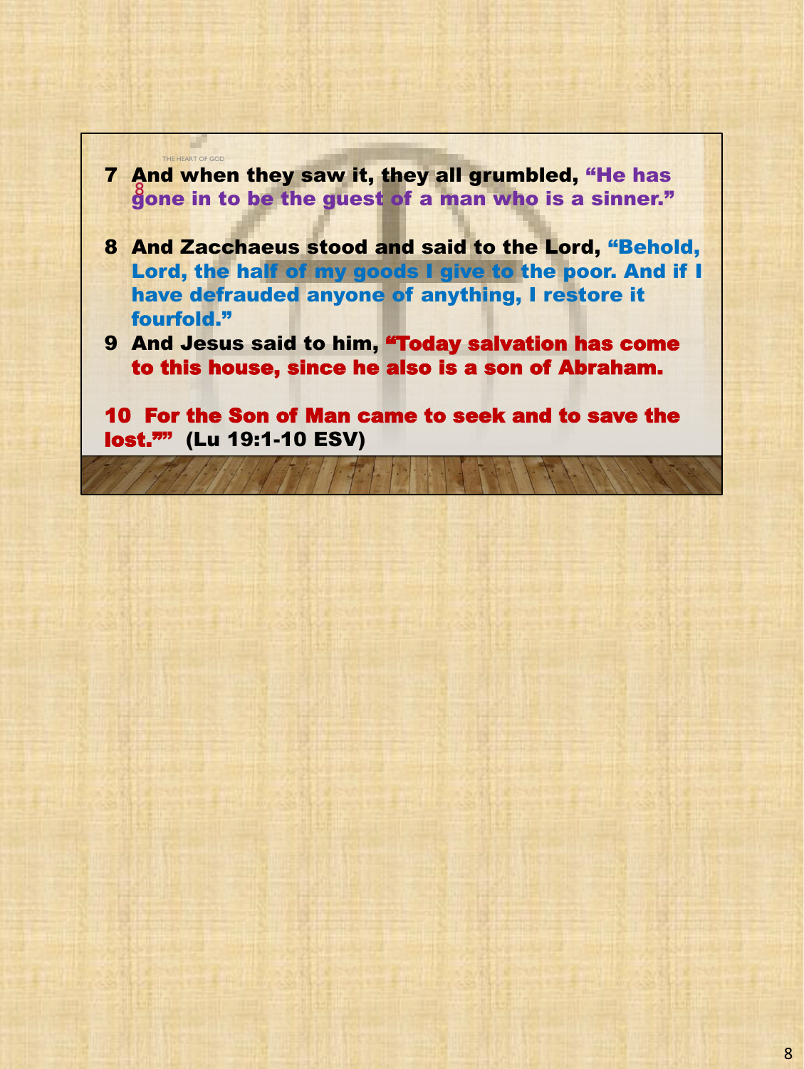7 And when they saw it, they all grumbled, "He has gone in to be the guest of a man who is a sinner."

8 And Zacchaeus stood and said to the Lord, "Behold, Lord, the half of my goods I give to the poor. And if I have defrauded anyone of anything, I restore it fourfold."

9 And Jesus said to him, "Today salvation has come to this house, since he also is a son of Abraham.

10 For the Son of Man came to seek and to save the lost."" (Lu 19:1-10 ESV)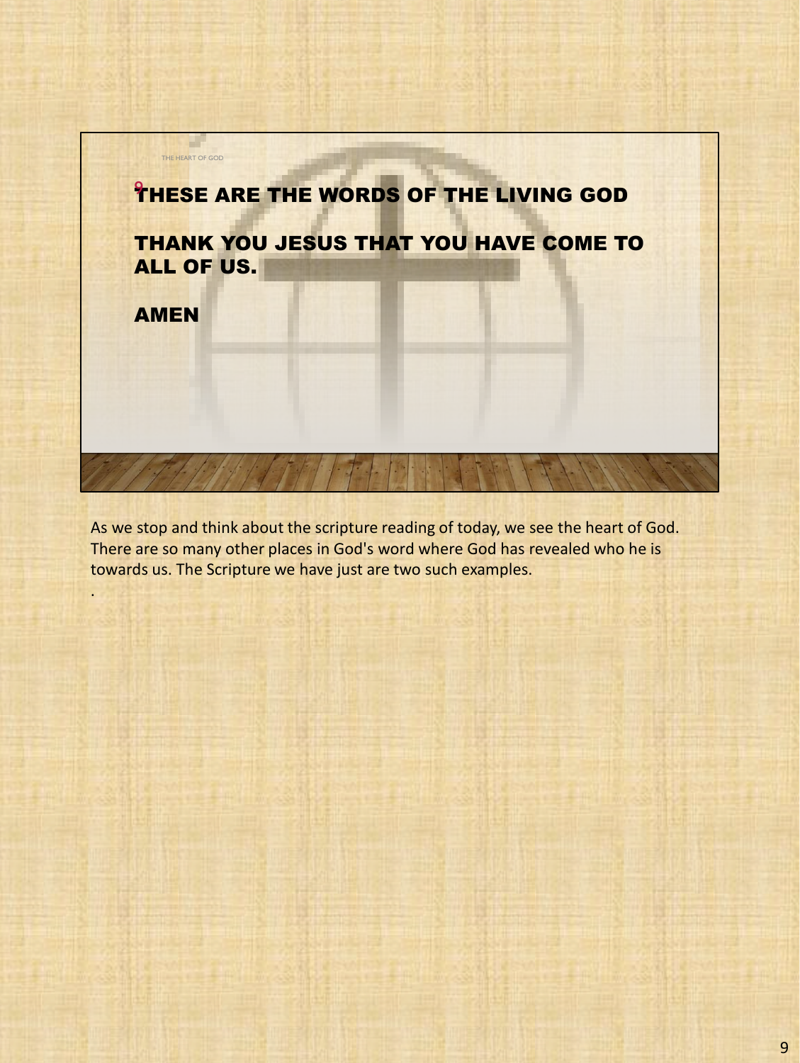THE HEART OF GOD

9 THESE ARE THE WORDS OF THE LIVING GOD

THANK YOU JESUS THAT YOU HAVE COME TO ALL OF US.

AMEN

As we stop and think about the scripture reading of today, we see the heart of God. There are so many other places in God's word where God has revealed who he is towards us. The Scripture we have just are two such examples.

.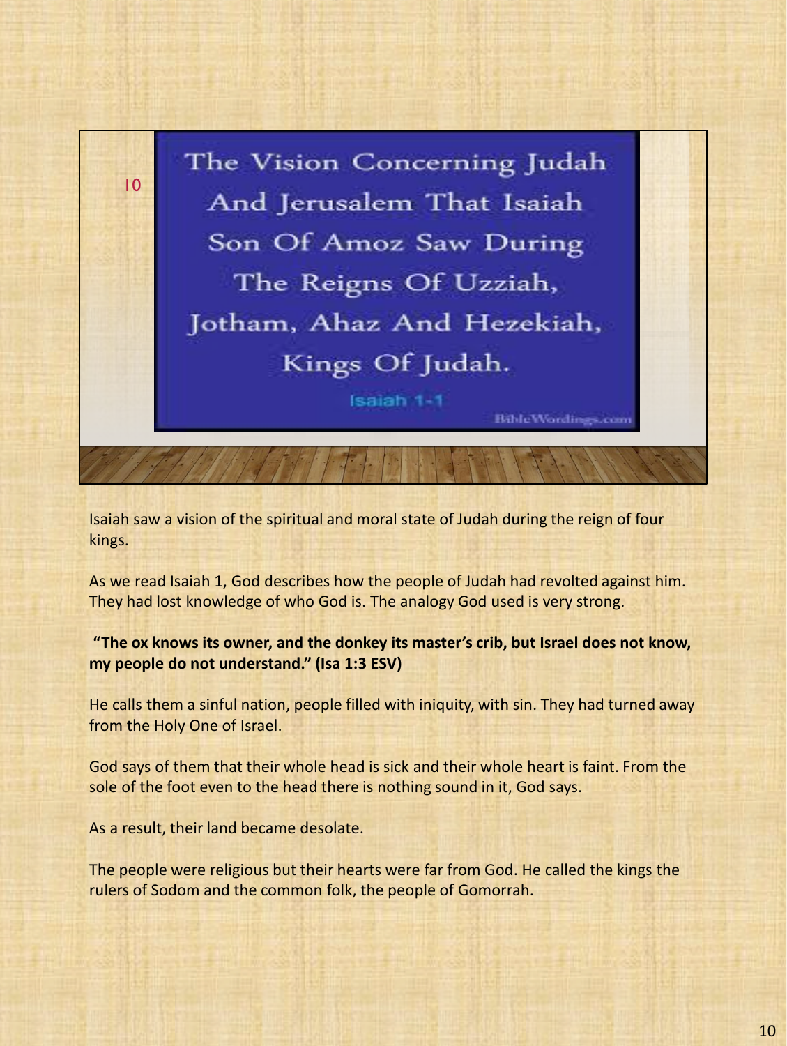10

The Vision Concerning Judah And Jerusalem That Isaiah Son Of Amoz Saw During The Reigns Of Uzziah, Jotham, Ahaz And Hezekiah, Kings Of Judah.

Isaiah 1-1

BibleWordings.com

Isaiah saw a vision of the spiritual and moral state of Judah during the reign of four kings.

As we read Isaiah 1, God describes how the people of Judah had revolted against him. They had lost knowledge of who God is. The analogy God used is very strong.

**"The ox knows its owner, and the donkey its master's crib, but Israel does not know, my people do not understand." (Isa 1:3 ESV)**

He calls them a sinful nation, people filled with iniquity, with sin. They had turned away from the Holy One of Israel.

God says of them that their whole head is sick and their whole heart is faint. From the sole of the foot even to the head there is nothing sound in it, God says.

As a result, their land became desolate.

The people were religious but their hearts were far from God. He called the kings the rulers of Sodom and the common folk, the people of Gomorrah.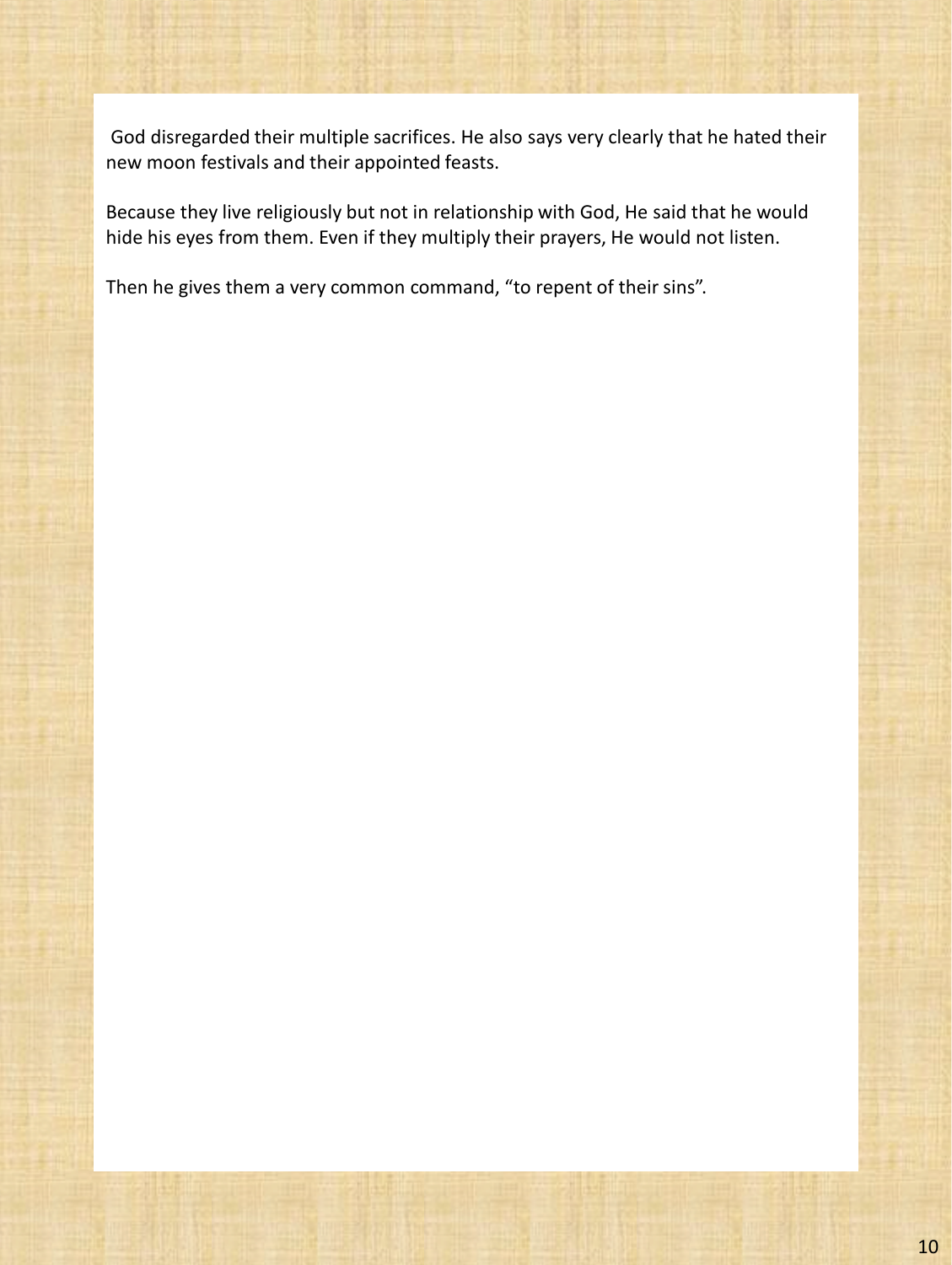God disregarded their multiple sacrifices. He also says very clearly that he hated their new moon festivals and their appointed feasts.

Because they live religiously but not in relationship with God, He said that he would hide his eyes from them. Even if they multiply their prayers, He would not listen.

Then he gives them a very common command, “to repent of their sins”.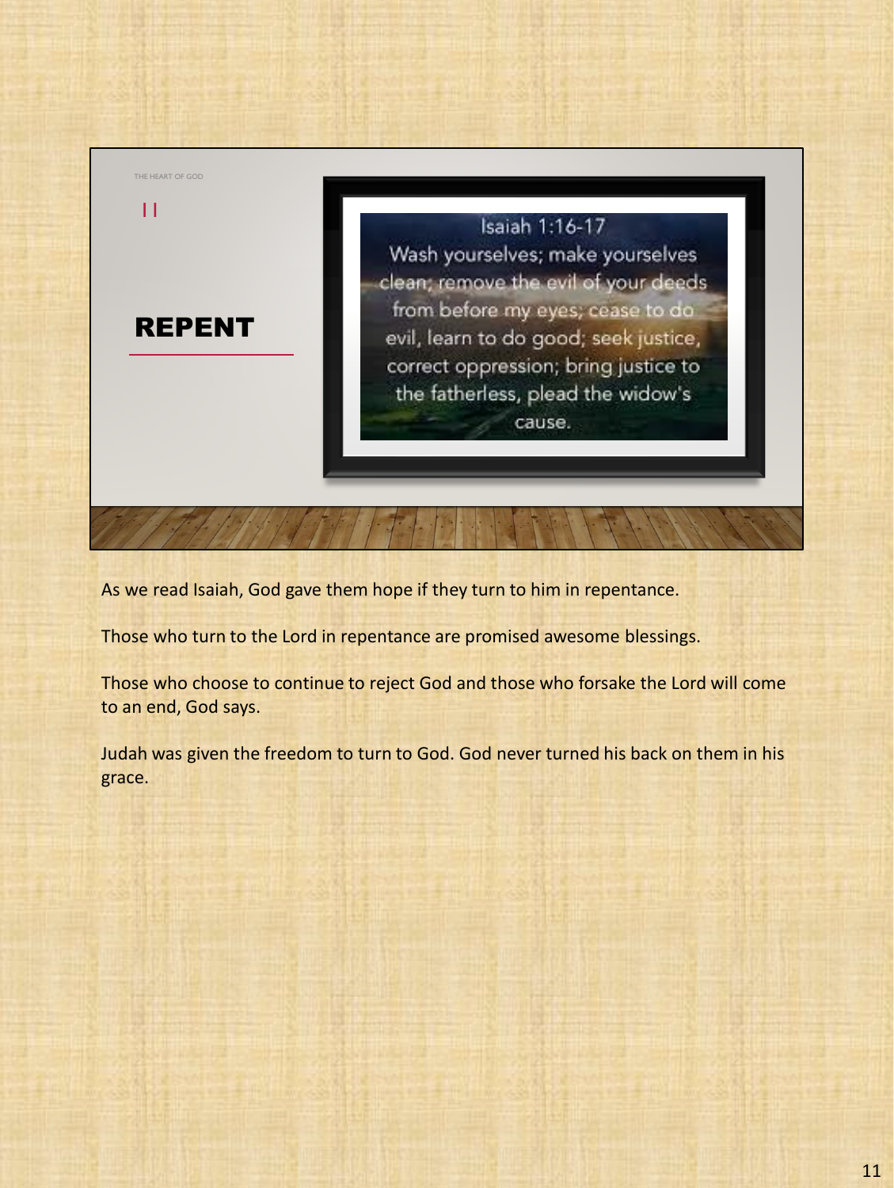THE HEART OF GOD

11

## REPENT

Isaiah 1:16-17
Wash yourselves; make yourselves clean; remove the evil of your deeds from before my eyes; cease to do evil, learn to do good; seek justice, correct oppression; bring justice to the fatherless, plead the widow's cause.

As we read Isaiah, God gave them hope if they turn to him in repentance.

Those who turn to the Lord in repentance are promised awesome blessings.

Those who choose to continue to reject God and those who forsake the Lord will come to an end, God says.

Judah was given the freedom to turn to God. God never turned his back on them in his grace.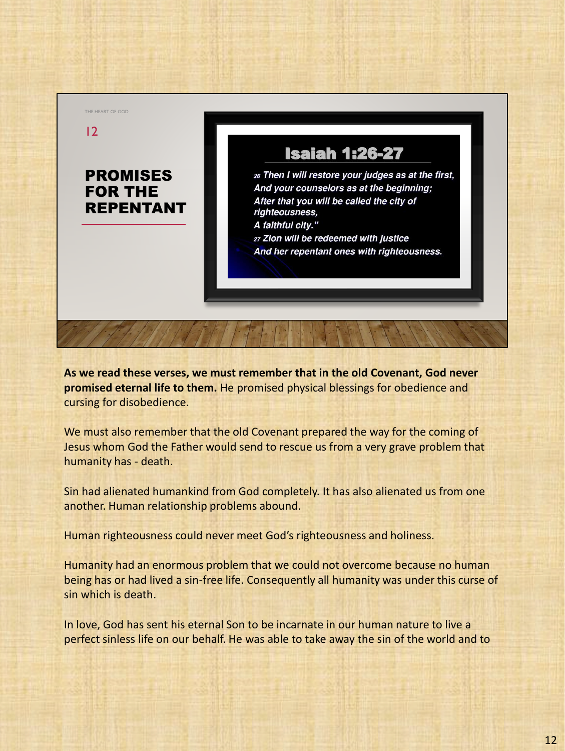THE HEART OF GOD

12

## PROMISES FOR THE REPENTANT

### Isaiah 1:26-27

*26 Then I will restore your judges as at the first,*
*And your counselors as at the beginning;*
*After that you will be called the city of righteousness,*
*A faithful city."*
*27 Zion will be redeemed with justice*
*And her repentant ones with righteousness.*

**As we read these verses, we must remember that in the old Covenant, God never promised eternal life to them.** He promised physical blessings for obedience and cursing for disobedience.

We must also remember that the old Covenant prepared the way for the coming of Jesus whom God the Father would send to rescue us from a very grave problem that humanity has - death.

Sin had alienated humankind from God completely. It has also alienated us from one another. Human relationship problems abound.

Human righteousness could never meet God's righteousness and holiness.

Humanity had an enormous problem that we could not overcome because no human being has or had lived a sin-free life. Consequently all humanity was under this curse of sin which is death.

In love, God has sent his eternal Son to be incarnate in our human nature to live a perfect sinless life on our behalf. He was able to take away the sin of the world and to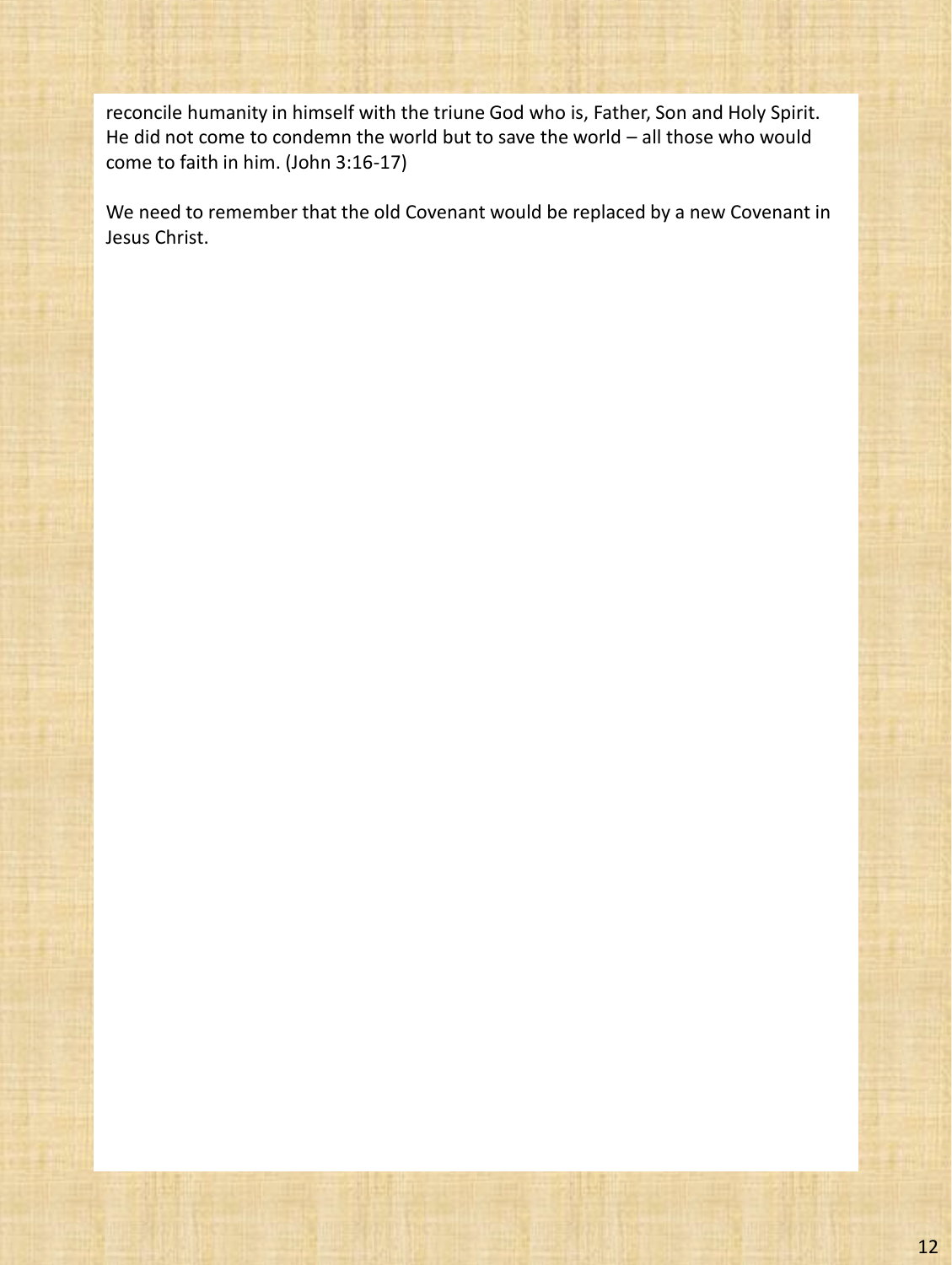reconcile humanity in himself with the triune God who is, Father, Son and Holy Spirit. He did not come to condemn the world but to save the world – all those who would come to faith in him. (John 3:16-17)

We need to remember that the old Covenant would be replaced by a new Covenant in Jesus Christ.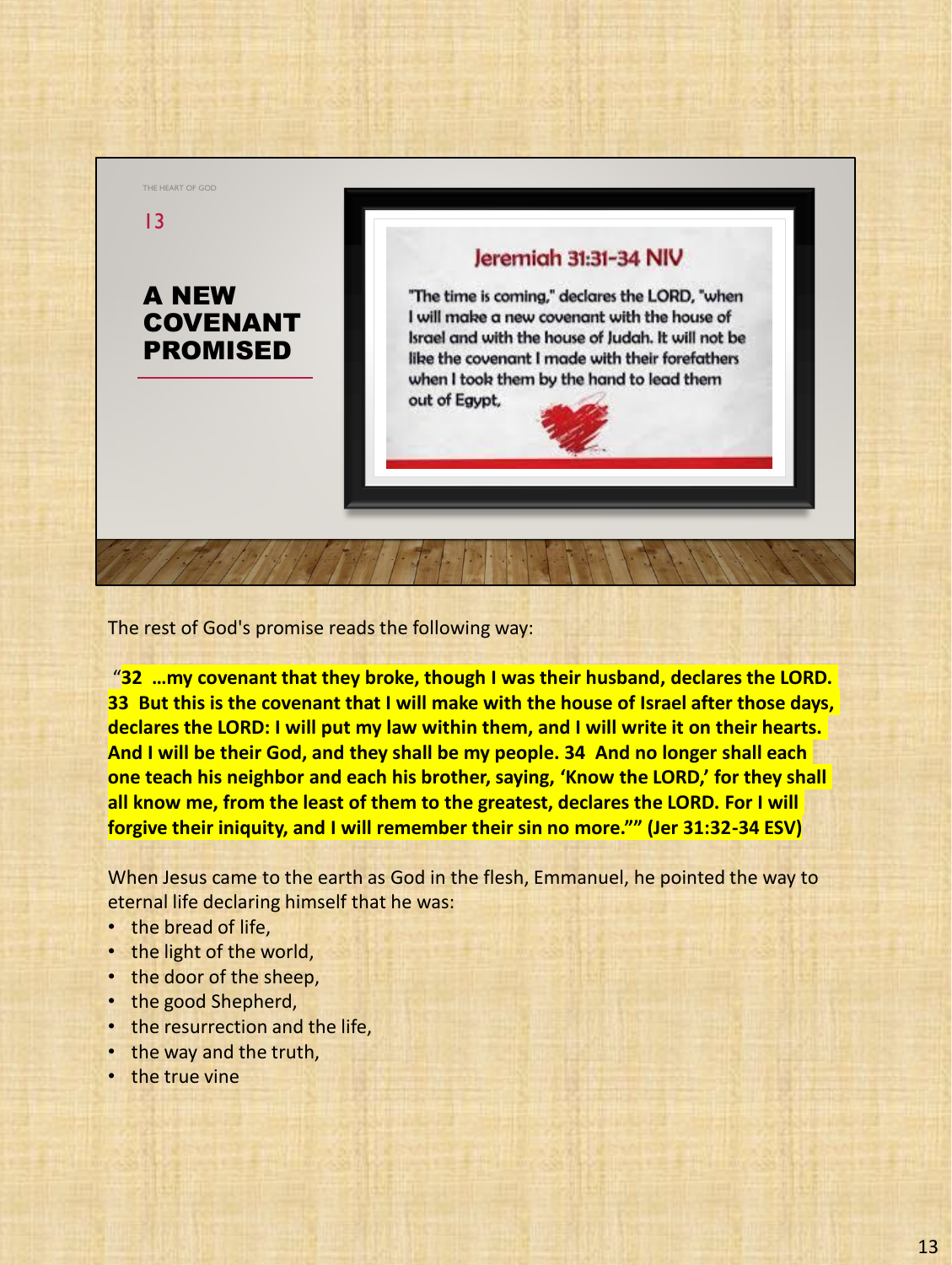THE HEART OF GOD

13

## A NEW COVENANT PROMISED

### Jeremiah 31:31-34 NIV

"The time is coming," declares the LORD, "when I will make a new covenant with the house of Israel and with the house of Judah. It will not be like the covenant I made with their forefathers when I took them by the hand to lead them out of Egypt,

The rest of God's promise reads the following way:

"**32 …my covenant that they broke, though I was their husband, declares the LORD. 33 But this is the covenant that I will make with the house of Israel after those days, declares the LORD: I will put my law within them, and I will write it on their hearts. And I will be their God, and they shall be my people. 34 And no longer shall each one teach his neighbor and each his brother, saying, 'Know the LORD,' for they shall all know me, from the least of them to the greatest, declares the LORD. For I will forgive their iniquity, and I will remember their sin no more."" (Jer 31:32-34 ESV)**

When Jesus came to the earth as God in the flesh, Emmanuel, he pointed the way to eternal life declaring himself that he was:

- the bread of life,
- the light of the world,
- the door of the sheep,
- the good Shepherd,
- the resurrection and the life,
- the way and the truth,
- the true vine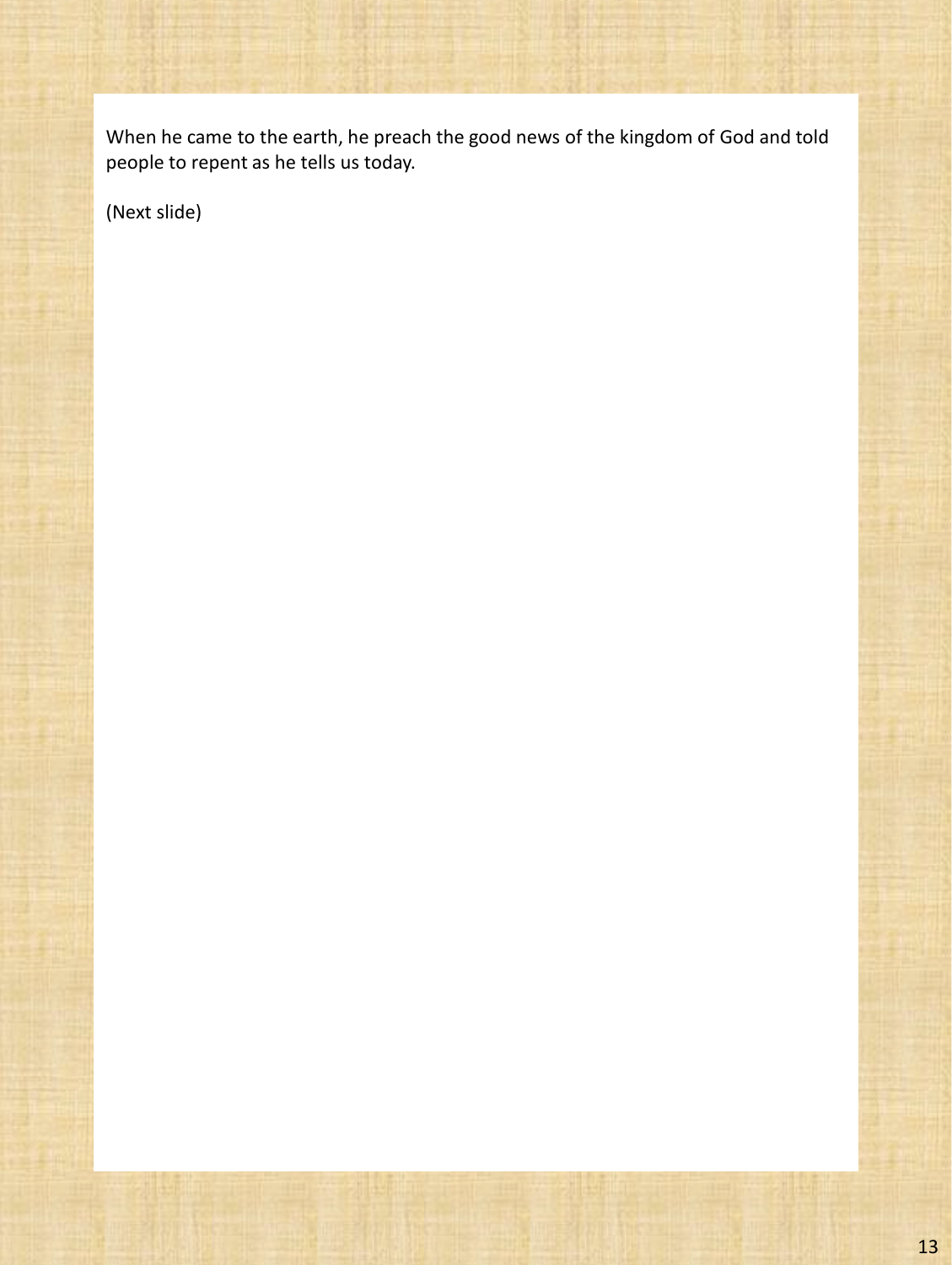When he came to the earth, he preach the good news of the kingdom of God and told people to repent as he tells us today.

(Next slide)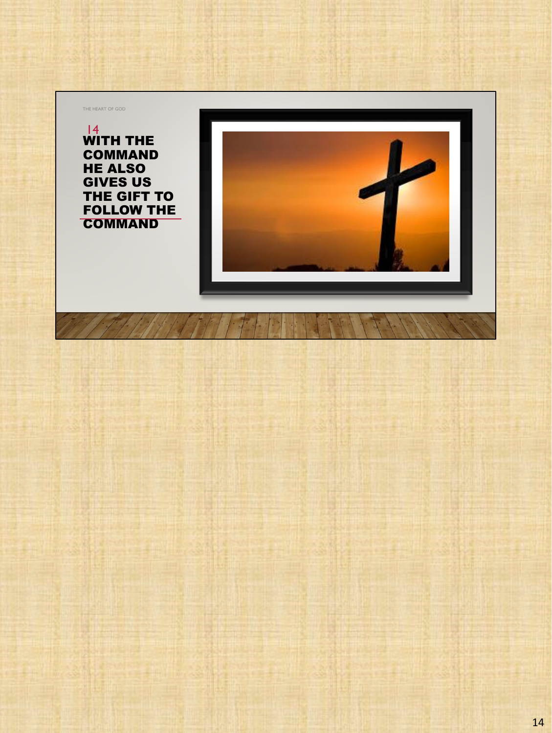THE HEART OF GOD

14

## WITH THE COMMAND HE ALSO GIVES US THE GIFT TO FOLLOW THE COMMAND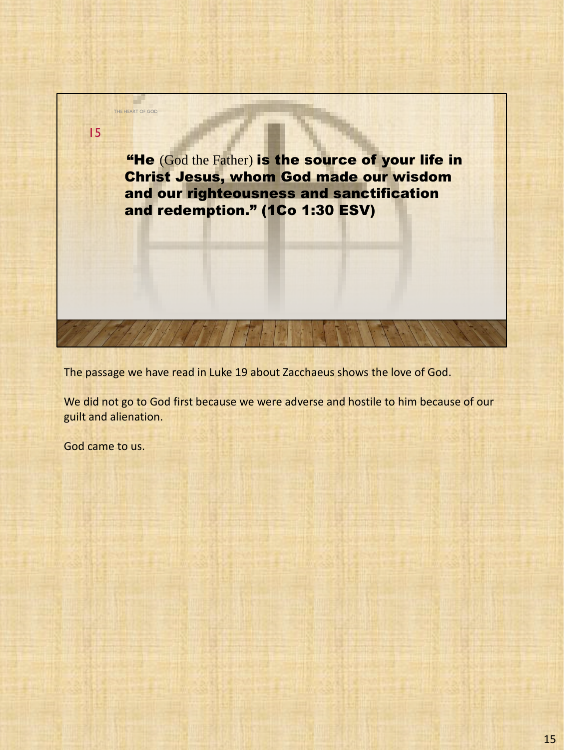THE HEART OF GOD

15

**"He** (God the Father) **is the source of your life in Christ Jesus, whom God made our wisdom and our righteousness and sanctification and redemption." (1Co 1:30 ESV)**

The passage we have read in Luke 19 about Zacchaeus shows the love of God.

We did not go to God first because we were adverse and hostile to him because of our guilt and alienation.

God came to us.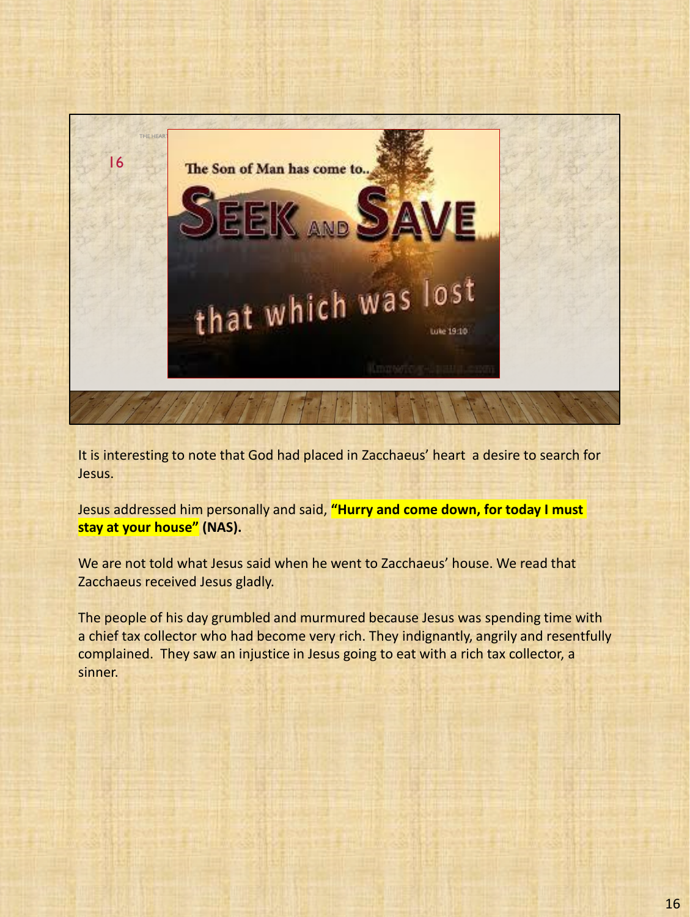The Son of Man has come to..

SEEK AND SAVE

that which was lost

Luke 19:10

It is interesting to note that God had placed in Zacchaeus' heart a desire to search for Jesus.

Jesus addressed him personally and said, **"Hurry and come down, for today I must stay at your house" (NAS).**

We are not told what Jesus said when he went to Zacchaeus' house. We read that Zacchaeus received Jesus gladly.

The people of his day grumbled and murmured because Jesus was spending time with a chief tax collector who had become very rich. They indignantly, angrily and resentfully complained. They saw an injustice in Jesus going to eat with a rich tax collector, a sinner.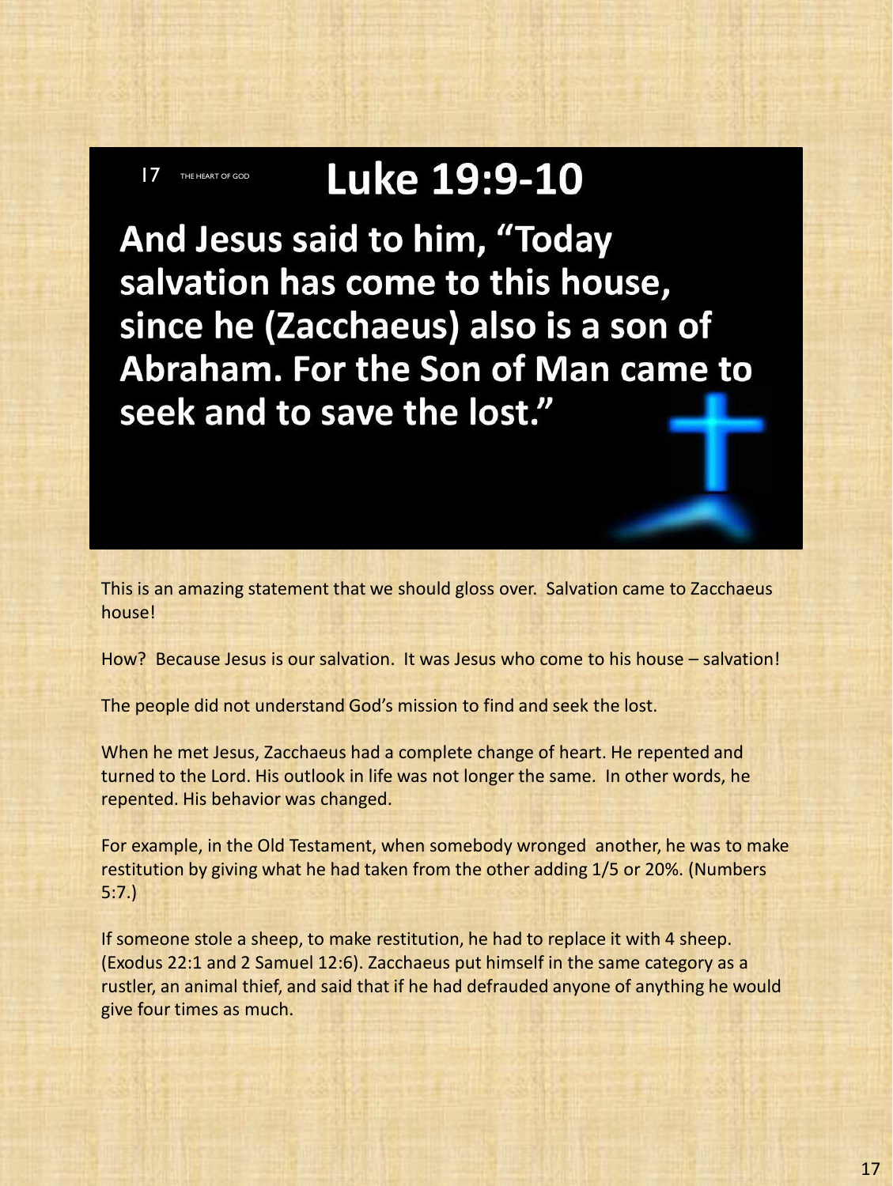# Luke 19:9-10

**And Jesus said to him, "Today salvation has come to this house, since he (Zacchaeus) also is a son of Abraham. For the Son of Man came to seek and to save the lost."**

This is an amazing statement that we should gloss over. Salvation came to Zacchaeus house!

How? Because Jesus is our salvation. It was Jesus who come to his house – salvation!

The people did not understand God's mission to find and seek the lost.

When he met Jesus, Zacchaeus had a complete change of heart. He repented and turned to the Lord. His outlook in life was not longer the same. In other words, he repented. His behavior was changed.

For example, in the Old Testament, when somebody wronged another, he was to make restitution by giving what he had taken from the other adding 1/5 or 20%. (Numbers 5:7.)

If someone stole a sheep, to make restitution, he had to replace it with 4 sheep. (Exodus 22:1 and 2 Samuel 12:6). Zacchaeus put himself in the same category as a rustler, an animal thief, and said that if he had defrauded anyone of anything he would give four times as much.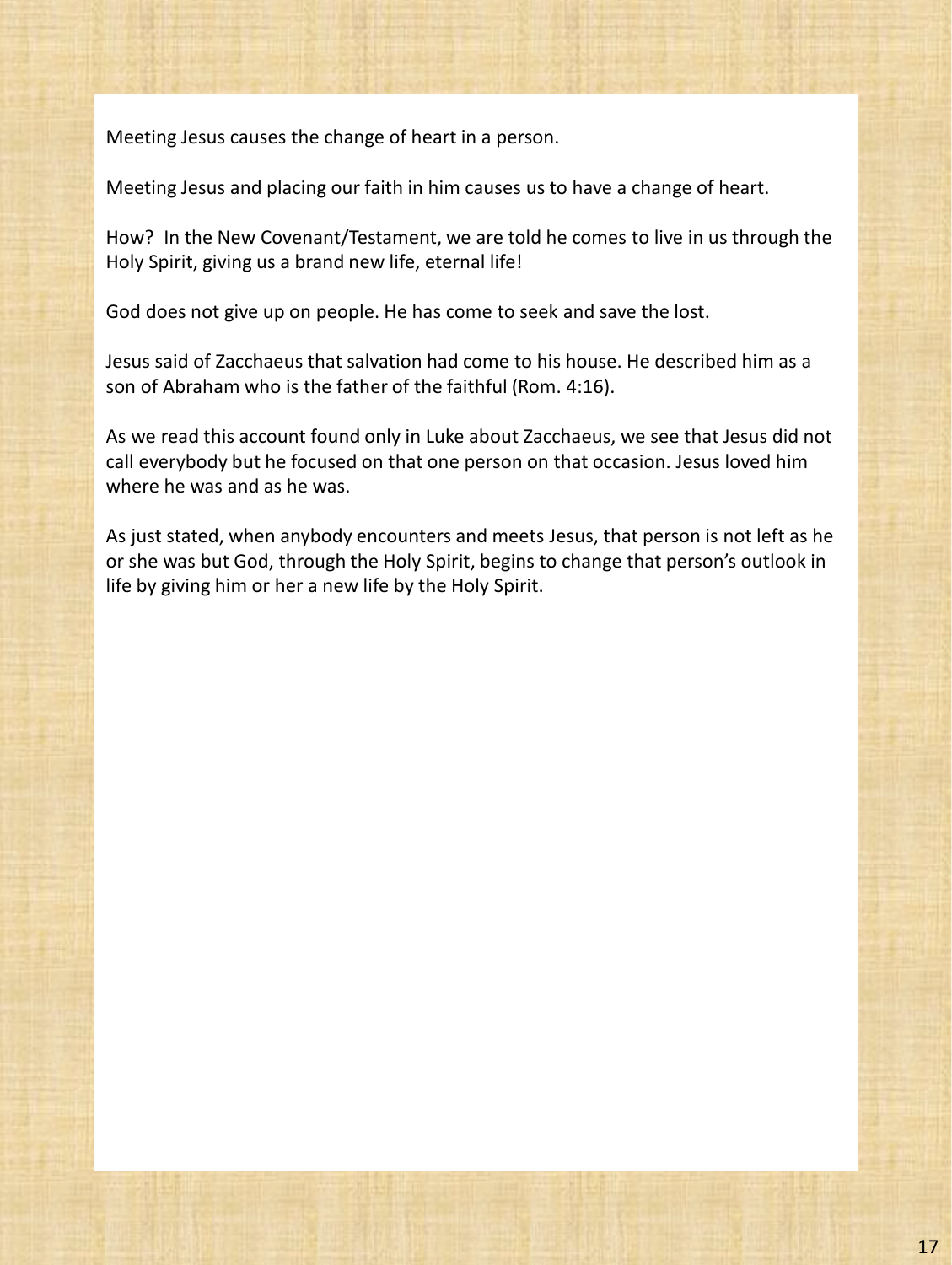Meeting Jesus causes the change of heart in a person.

Meeting Jesus and placing our faith in him causes us to have a change of heart.

How? In the New Covenant/Testament, we are told he comes to live in us through the Holy Spirit, giving us a brand new life, eternal life!

God does not give up on people. He has come to seek and save the lost.

Jesus said of Zacchaeus that salvation had come to his house. He described him as a son of Abraham who is the father of the faithful (Rom. 4:16).

As we read this account found only in Luke about Zacchaeus, we see that Jesus did not call everybody but he focused on that one person on that occasion. Jesus loved him where he was and as he was.

As just stated, when anybody encounters and meets Jesus, that person is not left as he or she was but God, through the Holy Spirit, begins to change that person's outlook in life by giving him or her a new life by the Holy Spirit.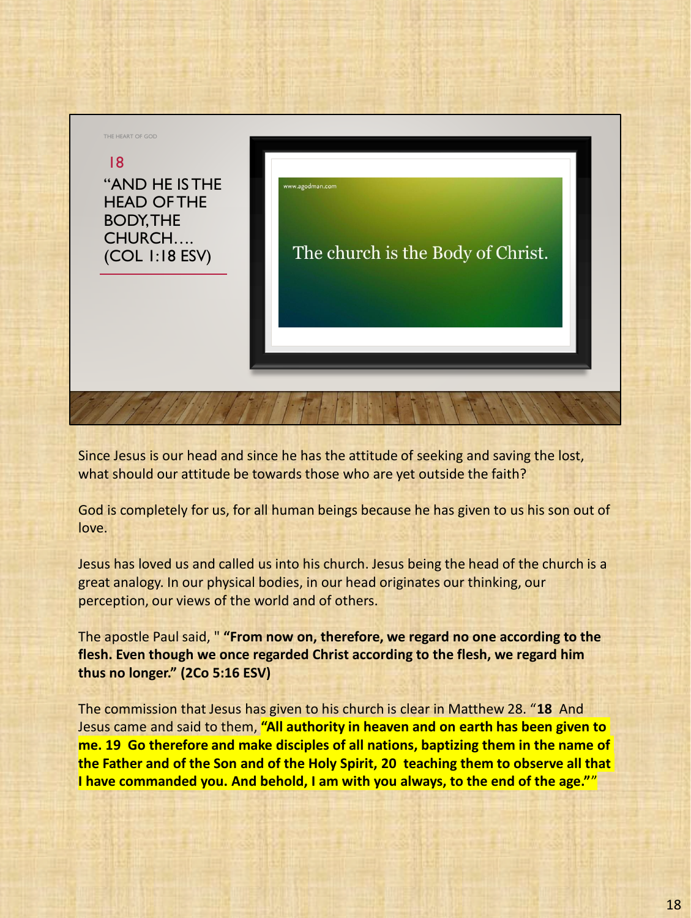THE HEART OF GOD

## 18

## "AND HE IS THE HEAD OF THE BODY, THE CHURCH…. (COL 1:18 ESV)

www.agodman.com

The church is the Body of Christ.

Since Jesus is our head and since he has the attitude of seeking and saving the lost, what should our attitude be towards those who are yet outside the faith?

God is completely for us, for all human beings because he has given to us his son out of love.

Jesus has loved us and called us into his church. Jesus being the head of the church is a great analogy. In our physical bodies, in our head originates our thinking, our perception, our views of the world and of others.

The apostle Paul said, " **"From now on, therefore, we regard no one according to the flesh. Even though we once regarded Christ according to the flesh, we regard him thus no longer." (2Co 5:16 ESV)**

The commission that Jesus has given to his church is clear in Matthew 28. "**18** And Jesus came and said to them, **"All authority in heaven and on earth has been given to me. 19 Go therefore and make disciples of all nations, baptizing them in the name of the Father and of the Son and of the Holy Spirit, 20 teaching them to observe all that I have commanded you. And behold, I am with you always, to the end of the age.""**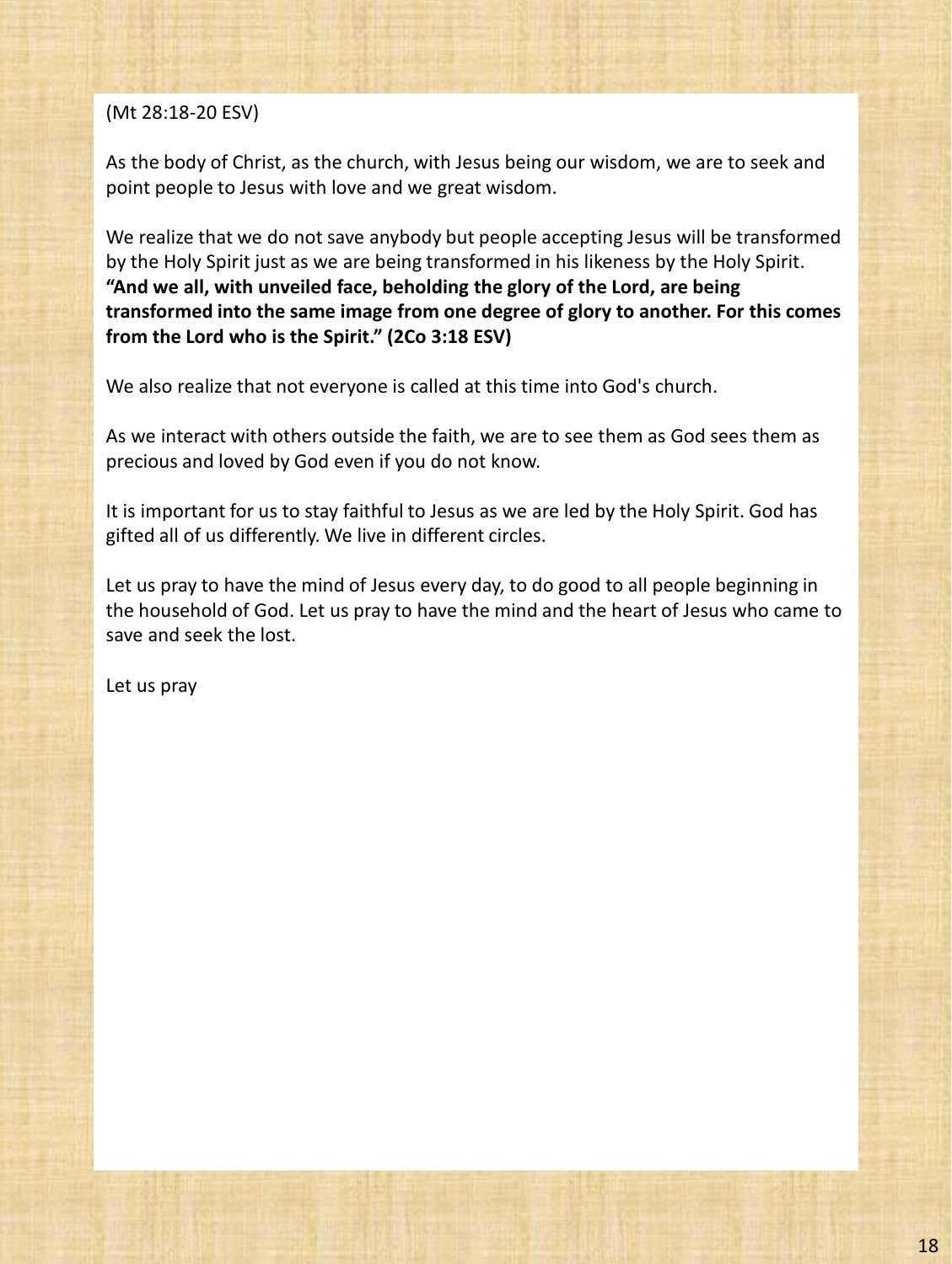(Mt 28:18-20 ESV)

As the body of Christ, as the church, with Jesus being our wisdom, we are to seek and point people to Jesus with love and we great wisdom.

We realize that we do not save anybody but people accepting Jesus will be transformed by the Holy Spirit just as we are being transformed in his likeness by the Holy Spirit. **"And we all, with unveiled face, beholding the glory of the Lord, are being transformed into the same image from one degree of glory to another. For this comes from the Lord who is the Spirit." (2Co 3:18 ESV)**

We also realize that not everyone is called at this time into God's church.

As we interact with others outside the faith, we are to see them as God sees them as precious and loved by God even if you do not know.

It is important for us to stay faithful to Jesus as we are led by the Holy Spirit. God has gifted all of us differently. We live in different circles.

Let us pray to have the mind of Jesus every day, to do good to all people beginning in the household of God. Let us pray to have the mind and the heart of Jesus who came to save and seek the lost.

Let us pray